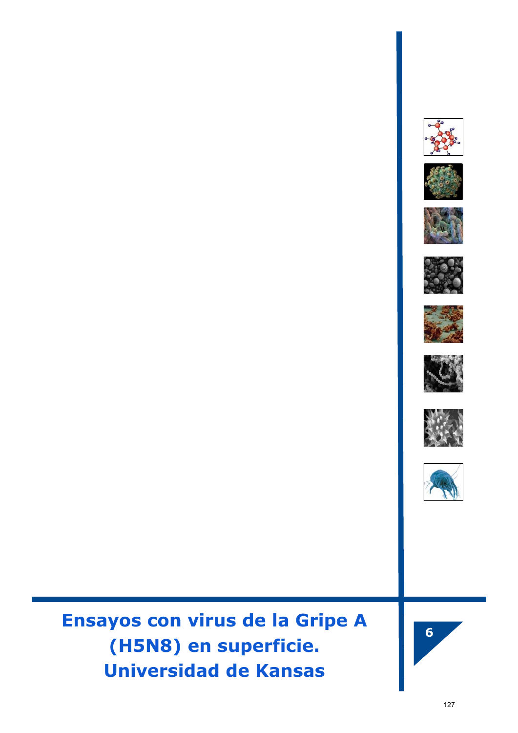# Ensayos con virus de la Gripe A (H5N8) en superficie. Universidad de Kansas

6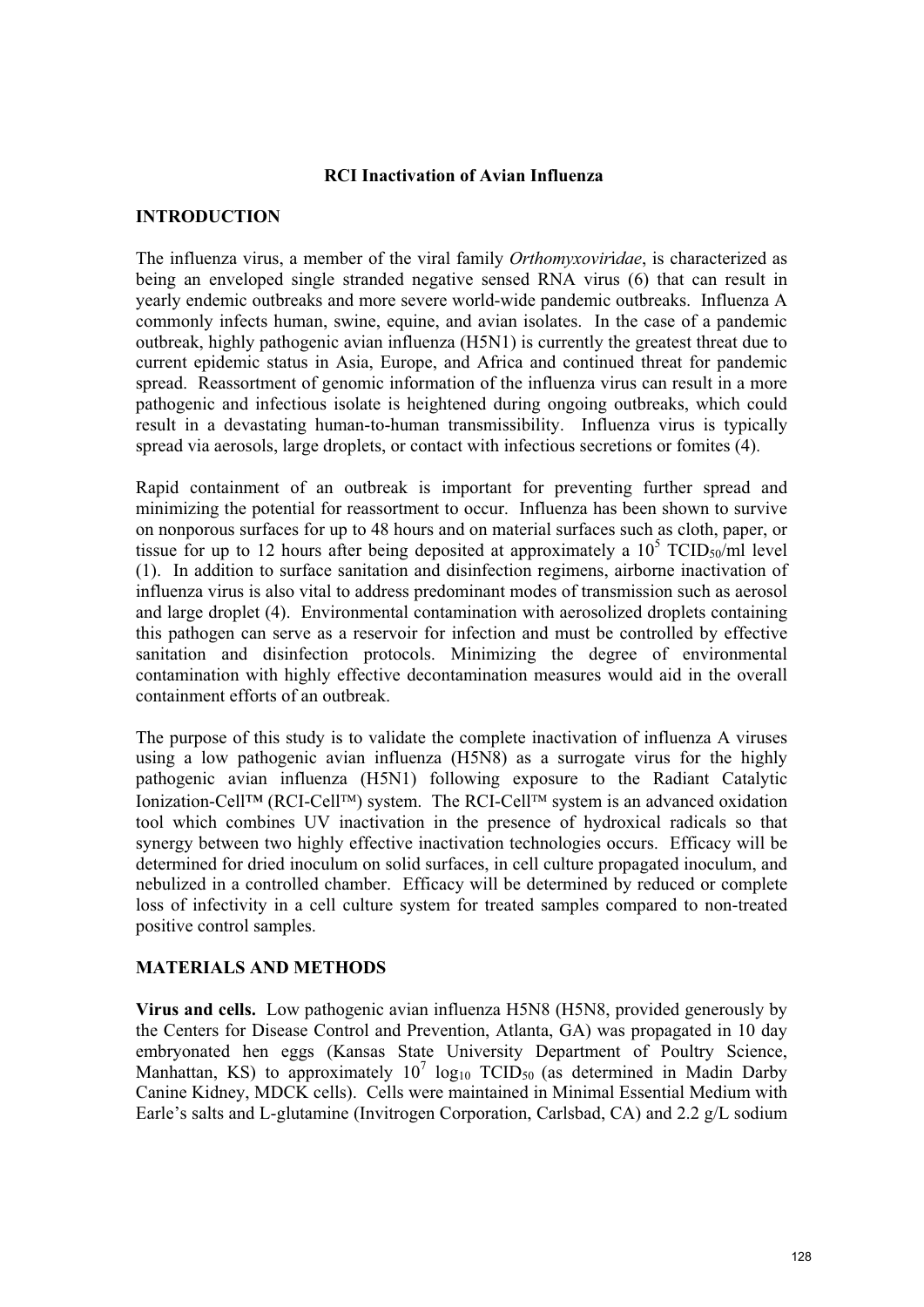## RCI Inactivation of Avian Influenza

### INTRODUCTION

The influenza virus, a member of the viral family *Orthomyxoviridae*, is characterized as being an enveloped single stranded negative sensed RNA virus (6) that can result in yearly endemic outbreaks and more severe world-wide pandemic outbreaks. Influenza A commonly infects human, swine, equine, and avian isolates. In the case of a pandemic outbreak, highly pathogenic avian influenza (H5N1) is currently the greatest threat due to current epidemic status in Asia, Europe, and Africa and continued threat for pandemic spread. Reassortment of genomic information of the influenza virus can result in a more pathogenic and infectious isolate is heightened during ongoing outbreaks, which could result in a devastating human-to-human transmissibility. Influenza virus is typically spread via aerosols, large droplets, or contact with infectious secretions or fomites (4).

Rapid containment of an outbreak is important for preventing further spread and minimizing the potential for reassortment to occur. Influenza has been shown to survive on nonporous surfaces for up to 48 hours and on material surfaces such as cloth, paper, or tissue for up to 12 hours after being deposited at approximately a $10^5$ $TCID_{50}$/ml level (1). In addition to surface sanitation and disinfection regimens, airborne inactivation of influenza virus is also vital to address predominant modes of transmission such as aerosol and large droplet (4). Environmental contamination with aerosolized droplets containing this pathogen can serve as a reservoir for infection and must be controlled by effective sanitation and disinfection protocols. Minimizing the degree of environmental contamination with highly effective decontamination measures would aid in the overall containment efforts of an outbreak.

The purpose of this study is to validate the complete inactivation of influenza A viruses using a low pathogenic avian influenza (H5N8) as a surrogate virus for the highly pathogenic avian influenza (H5N1) following exposure to the Radiant Catalytic Ionization-Cell™ (RCI-Cell™) system. The RCI-Cell™ system is an advanced oxidation tool which combines UV inactivation in the presence of hydroxical radicals so that synergy between two highly effective inactivation technologies occurs. Efficacy will be determined for dried inoculum on solid surfaces, in cell culture propagated inoculum, and nebulized in a controlled chamber. Efficacy will be determined by reduced or complete loss of infectivity in a cell culture system for treated samples compared to non-treated positive control samples.

### MATERIALS AND METHODS

**Virus and cells.** Low pathogenic avian influenza H5N8 (H5N8, provided generously by the Centers for Disease Control and Prevention, Atlanta, GA) was propagated in 10 day embryonated hen eggs (Kansas State University Department of Poultry Science, Manhattan, KS) to approximately $10^7$ $\log_{10}$ $TCID_{50}$ (as determined in Madin Darby Canine Kidney, MDCK cells). Cells were maintained in Minimal Essential Medium with Earle's salts and L-glutamine (Invitrogen Corporation, Carlsbad, CA) and 2.2 g/L sodium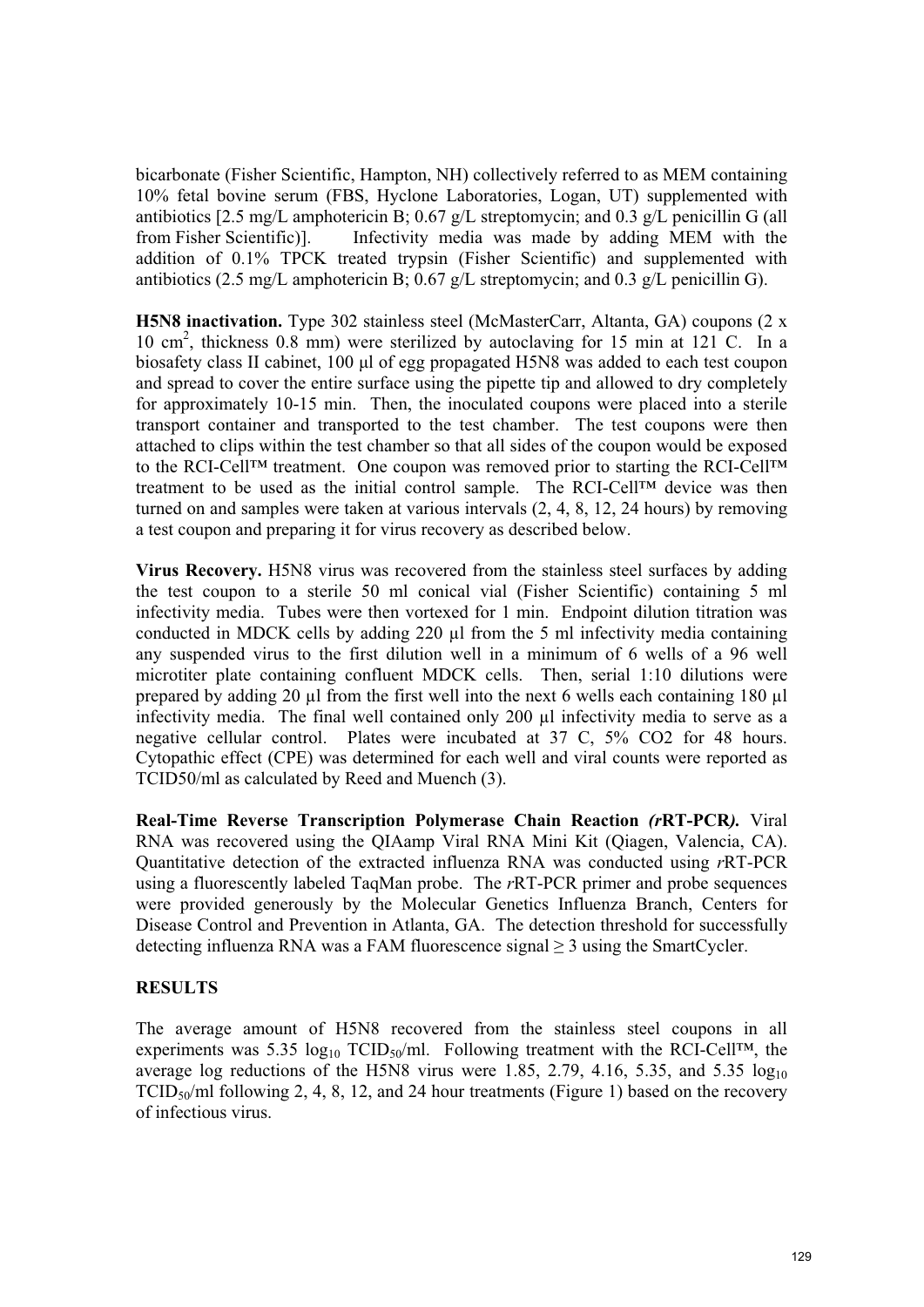bicarbonate (Fisher Scientific, Hampton, NH) collectively referred to as MEM containing 10% fetal bovine serum (FBS, Hyclone Laboratories, Logan, UT) supplemented with antibiotics [2.5 mg/L amphotericin B; 0.67 g/L streptomycin; and 0.3 g/L penicillin G (all from Fisher Scientific)]. Infectivity media was made by adding MEM with the addition of 0.1% TPCK treated trypsin (Fisher Scientific) and supplemented with antibiotics (2.5 mg/L amphotericin B; 0.67 g/L streptomycin; and 0.3 g/L penicillin G).

**H5N8 inactivation.** Type 302 stainless steel (McMasterCarr, Altanta, GA) coupons (2 x 10 $cm^2$, thickness 0.8 mm) were sterilized by autoclaving for 15 min at 121 C. In a biosafety class II cabinet, 100 µl of egg propagated H5N8 was added to each test coupon and spread to cover the entire surface using the pipette tip and allowed to dry completely for approximately 10-15 min. Then, the inoculated coupons were placed into a sterile transport container and transported to the test chamber. The test coupons were then attached to clips within the test chamber so that all sides of the coupon would be exposed to the RCI-Cell™ treatment. One coupon was removed prior to starting the RCI-Cell™ treatment to be used as the initial control sample. The RCI-Cell™ device was then turned on and samples were taken at various intervals (2, 4, 8, 12, 24 hours) by removing a test coupon and preparing it for virus recovery as described below.

**Virus Recovery.** H5N8 virus was recovered from the stainless steel surfaces by adding the test coupon to a sterile 50 ml conical vial (Fisher Scientific) containing 5 ml infectivity media. Tubes were then vortexed for 1 min. Endpoint dilution titration was conducted in MDCK cells by adding 220 µl from the 5 ml infectivity media containing any suspended virus to the first dilution well in a minimum of 6 wells of a 96 well microtiter plate containing confluent MDCK cells. Then, serial 1:10 dilutions were prepared by adding 20 µl from the first well into the next 6 wells each containing 180 µl infectivity media. The final well contained only 200 µl infectivity media to serve as a negative cellular control. Plates were incubated at 37 C, 5% CO2 for 48 hours. Cytopathic effect (CPE) was determined for each well and viral counts were reported as TCID50/ml as calculated by Reed and Muench (3).

**Real-Time Reverse Transcription Polymerase Chain Reaction *(r*RT-PCR*).*** Viral RNA was recovered using the QIAamp Viral RNA Mini Kit (Qiagen, Valencia, CA). Quantitative detection of the extracted influenza RNA was conducted using *r*RT-PCR using a fluorescently labeled TaqMan probe. The *r*RT-PCR primer and probe sequences were provided generously by the Molecular Genetics Influenza Branch, Centers for Disease Control and Prevention in Atlanta, GA. The detection threshold for successfully detecting influenza RNA was a FAM fluorescence signal ≥ 3 using the SmartCycler.

## RESULTS

The average amount of H5N8 recovered from the stainless steel coupons in all experiments was 5.35 $\log_{10}$ $TCID_{50}$/ml. Following treatment with the RCI-Cell™, the average log reductions of the H5N8 virus were 1.85, 2.79, 4.16, 5.35, and 5.35 $\log_{10}$ $TCID_{50}$/ml following 2, 4, 8, 12, and 24 hour treatments (Figure 1) based on the recovery of infectious virus.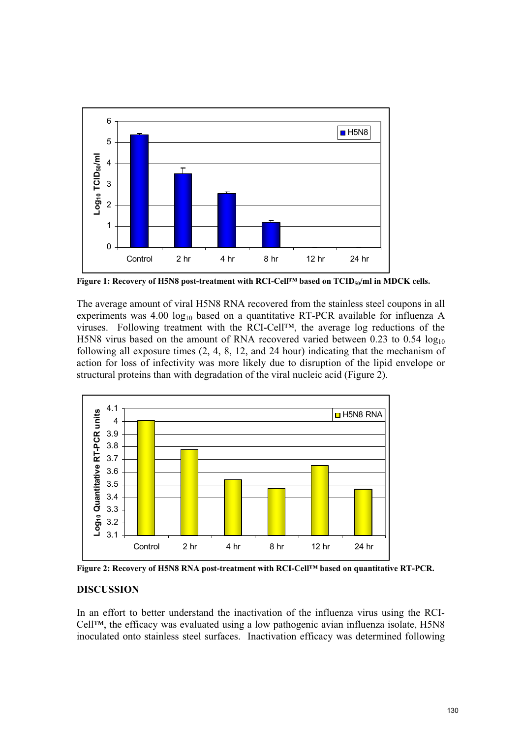6
5
4
3
2
1
0

Log$_{10}$ TCID$_{50}$/ml

H5N8

Control
2 hr
4 hr
8 hr
12 hr
24 hr

**Figure 1: Recovery of H5N8 post-treatment with RCI-Cell™ based on TCID$_{50}$/ml in MDCK cells.**

The average amount of viral H5N8 RNA recovered from the stainless steel coupons in all experiments was 4.00 $\log_{10}$ based on a quantitative RT-PCR available for influenza A viruses. Following treatment with the RCI-Cell™, the average log reductions of the H5N8 virus based on the amount of RNA recovered varied between 0.23 to 0.54 $\log_{10}$ following all exposure times (2, 4, 8, 12, and 24 hour) indicating that the mechanism of action for loss of infectivity was more likely due to disruption of the lipid envelope or structural proteins than with degradation of the viral nucleic acid (Figure 2).

4.1
4
3.9
3.8
3.7
3.6
3.5
3.4
3.3
3.2
3.1

Log$_{10}$ Quantitative RT-PCR units

H5N8 RNA

Control
2 hr
4 hr
8 hr
12 hr
24 hr

**Figure 2: Recovery of H5N8 RNA post-treatment with RCI-Cell™ based on quantitative RT-PCR.**

## DISCUSSION

In an effort to better understand the inactivation of the influenza virus using the RCI-Cell™, the efficacy was evaluated using a low pathogenic avian influenza isolate, H5N8 inoculated onto stainless steel surfaces. Inactivation efficacy was determined following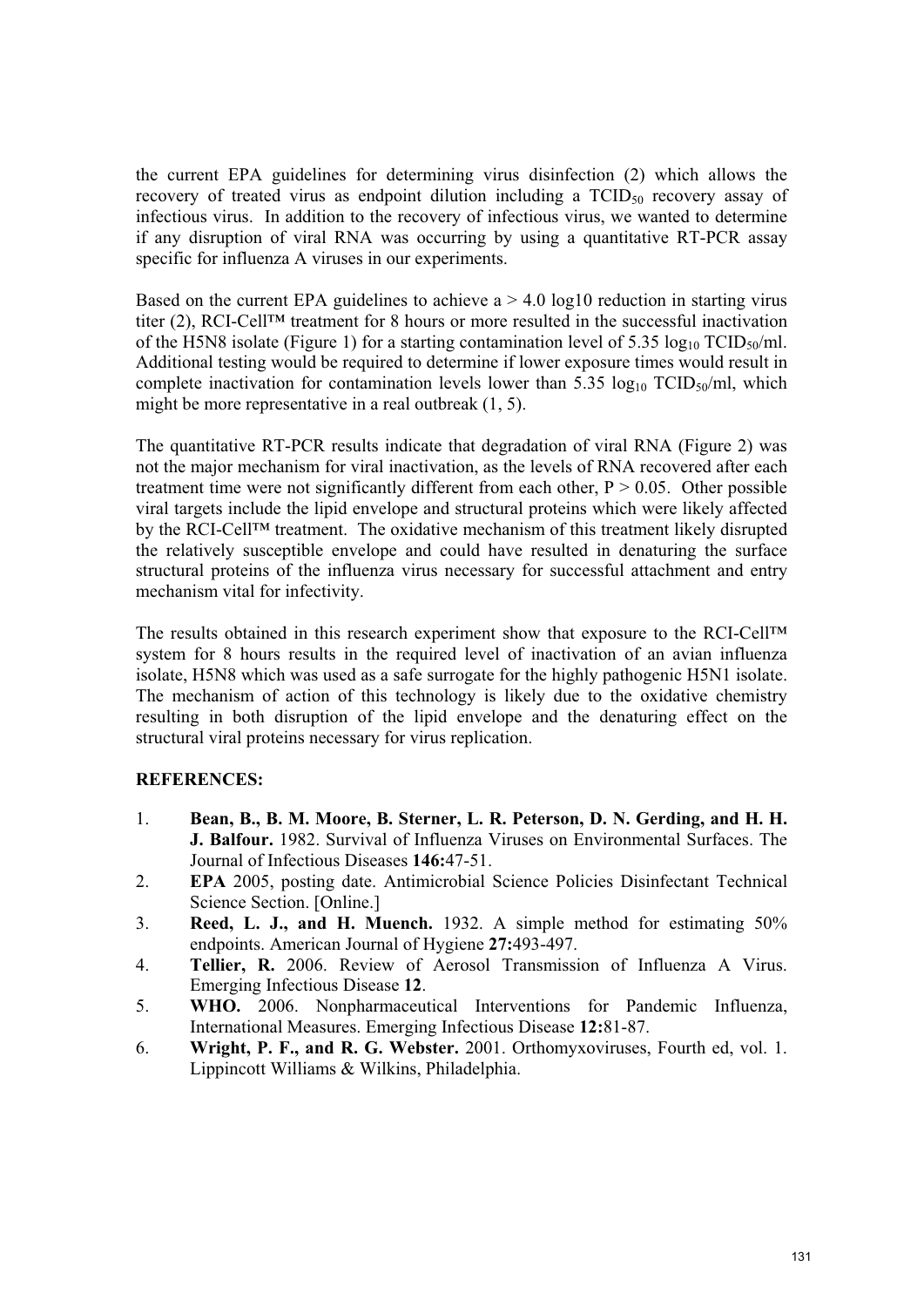the current EPA guidelines for determining virus disinfection (2) which allows the recovery of treated virus as endpoint dilution including a $TCID_{50}$ recovery assay of infectious virus. In addition to the recovery of infectious virus, we wanted to determine if any disruption of viral RNA was occurring by using a quantitative RT-PCR assay specific for influenza A viruses in our experiments.

Based on the current EPA guidelines to achieve a > 4.0 log10 reduction in starting virus titer (2), RCI-Cell™ treatment for 8 hours or more resulted in the successful inactivation of the H5N8 isolate (Figure 1) for a starting contamination level of 5.35 $\log_{10}$ $TCID_{50}$/ml. Additional testing would be required to determine if lower exposure times would result in complete inactivation for contamination levels lower than 5.35 $\log_{10}$ $TCID_{50}$/ml, which might be more representative in a real outbreak (1, 5).

The quantitative RT-PCR results indicate that degradation of viral RNA (Figure 2) was not the major mechanism for viral inactivation, as the levels of RNA recovered after each treatment time were not significantly different from each other, $P > 0.05$. Other possible viral targets include the lipid envelope and structural proteins which were likely affected by the RCI-Cell™ treatment. The oxidative mechanism of this treatment likely disrupted the relatively susceptible envelope and could have resulted in denaturing the surface structural proteins of the influenza virus necessary for successful attachment and entry mechanism vital for infectivity.

The results obtained in this research experiment show that exposure to the RCI-Cell™ system for 8 hours results in the required level of inactivation of an avian influenza isolate, H5N8 which was used as a safe surrogate for the highly pathogenic H5N1 isolate. The mechanism of action of this technology is likely due to the oxidative chemistry resulting in both disruption of the lipid envelope and the denaturing effect on the structural viral proteins necessary for virus replication.

**REFERENCES:**

1. **Bean, B., B. M. Moore, B. Sterner, L. R. Peterson, D. N. Gerding, and H. H. J. Balfour.** 1982. Survival of Influenza Viruses on Environmental Surfaces. The Journal of Infectious Diseases **146:**47-51.
2. **EPA** 2005, posting date. Antimicrobial Science Policies Disinfectant Technical Science Section. [Online.]
3. **Reed, L. J., and H. Muench.** 1932. A simple method for estimating 50% endpoints. American Journal of Hygiene **27:**493-497.
4. **Tellier, R.** 2006. Review of Aerosol Transmission of Influenza A Virus. Emerging Infectious Disease **12**.
5. **WHO.** 2006. Nonpharmaceutical Interventions for Pandemic Influenza, International Measures. Emerging Infectious Disease **12:**81-87.
6. **Wright, P. F., and R. G. Webster.** 2001. Orthomyxoviruses, Fourth ed, vol. 1. Lippincott Williams & Wilkins, Philadelphia.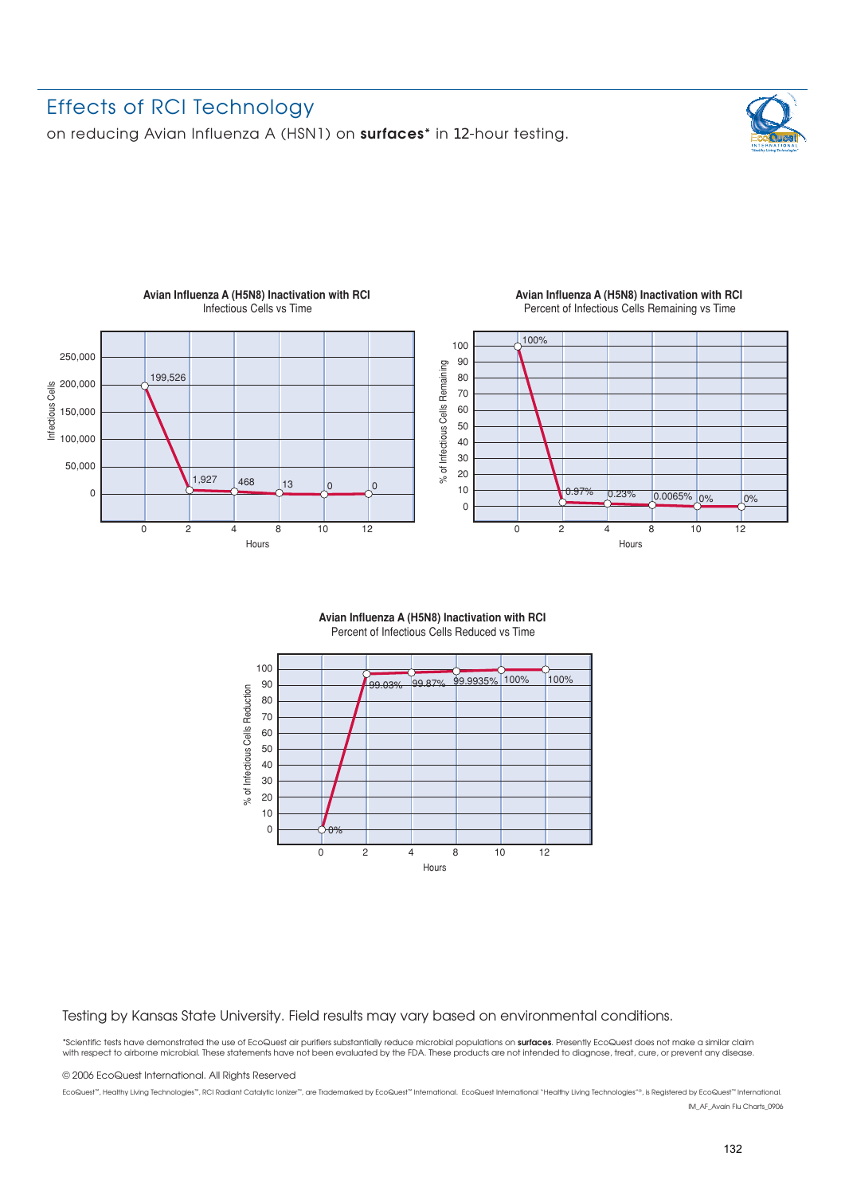# Effects of RCI Technology

on reducing Avian Influenza A (HSN1) on **surfaces*** in 12-hour testing.

**Avian Influenza A (H5N8) Inactivation with RCI**
Infectious Cells vs Time

Infectious Cells
250,000
200,000
150,000
100,000
50,000
0
199,526
1,927
468
13
0
0
0 2 4 8 10 12
Hours

**Avian Influenza A (H5N8) Inactivation with RCI**
Percent of Infectious Cells Remaining vs Time

% of Infectious Cells Remaining
100 90 80 70 60 50 40 30 20 10 0
100%
0.97%
0.23%
0.0065%
0%
0%
0 2 4 8 10 12
Hours

**Avian Influenza A (H5N8) Inactivation with RCI**
Percent of Infectious Cells Reduced vs Time

% of Infectious Cells Reduction
100 90 80 70 60 50 40 30 20 10 0
0%
99.03%
99.87%
99.9935%
100%
100%
0 2 4 8 10 12
Hours

Testing by Kansas State University. Field results may vary based on environmental conditions.

*Scientific tests have demonstrated the use of EcoQuest air purifiers substantially reduce microbial populations on **surfaces**. Presently EcoQuest does not make a similar claim with respect to airborne microbial. These statements have not been evaluated by the FDA. These products are not intended to diagnose, treat, cure, or prevent any disease.

© 2006 EcoQuest International. All Rights Reserved

EcoQuest™, Healthy Living Technologies™, RCI Radiant Catalytic Ionizer™, are Trademarked by EcoQuest™ International. EcoQuest International "Healthy Living Technologies"®, is Registered by EcoQuest™ International.

IM_AF_Avain Flu Charts_0906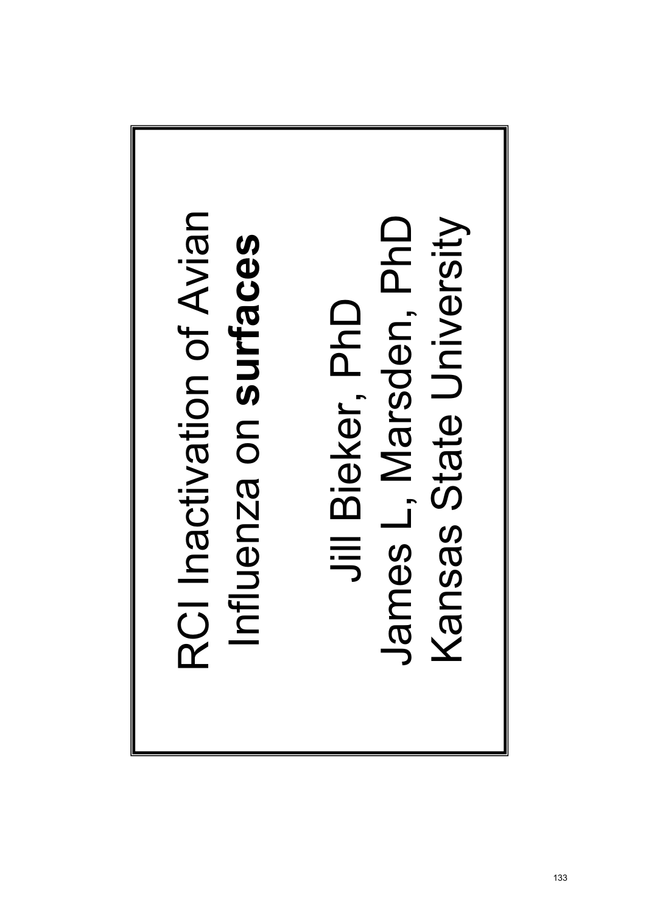# RCI Inactivation of Avian Influenza on **surfaces**

Jill Bieker, PhD

James L, Marsden, PhD

Kansas State University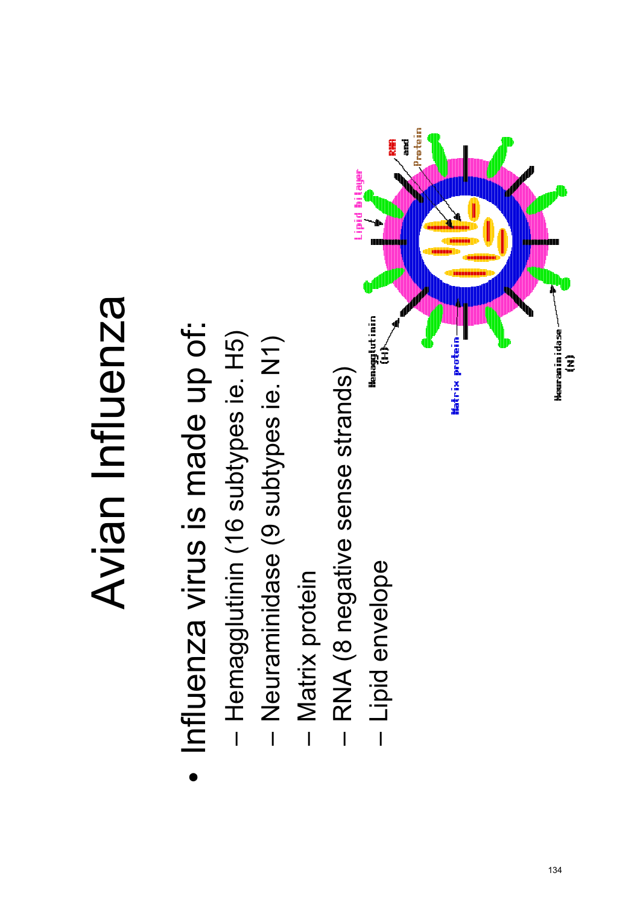# Avian Influenza

- Influenza virus is made up of:
  - Hemagglutinin (16 subtypes ie. H5)
  - Neuraminidase (9 subtypes ie. N1)
  - Matrix protein
  - RNA (8 negative sense strands)
  - Lipid envelope

Lipid bilayer

RNA and Protein

Hemagglutinin (H)

Matrix protein

Neuraminidase (N)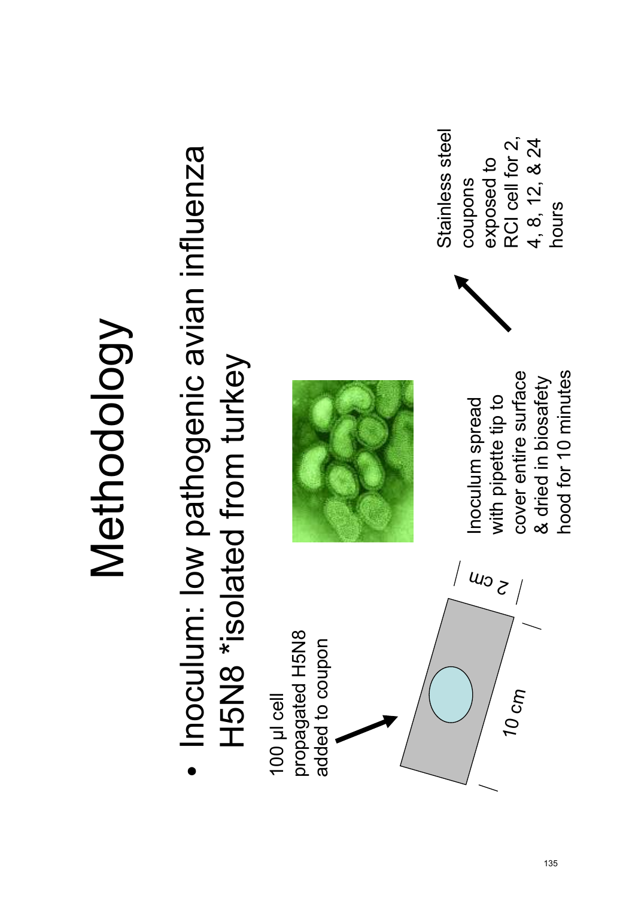# Methodology

- Inoculum: low pathogenic avian influenza H5N8 *isolated from turkey

100 µl cell propagated H5N8 added to coupon

2 cm

10 cm

Inoculum spread with pipette tip to cover entire surface & dried in biosafety hood for 10 minutes

Stainless steel coupons exposed to RCI cell for 2, 4, 8, 12, & 24 hours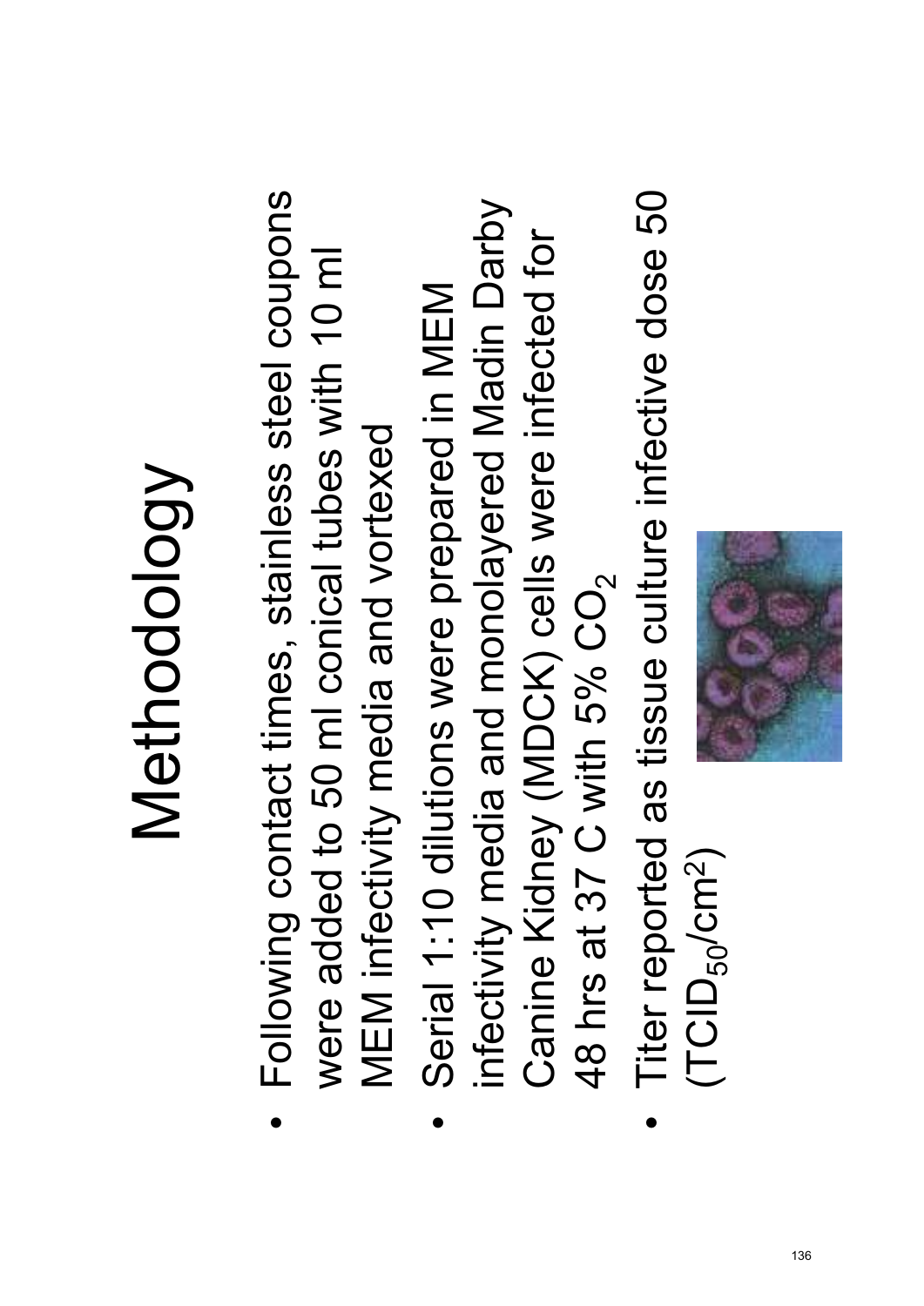# Methodology

- Following contact times, stainless steel coupons were added to 50 ml conical tubes with 10 ml MEM infectivity media and vortexed
- Serial 1:10 dilutions were prepared in MEM infectivity media and monolayered Madin Darby Canine Kidney (MDCK) cells were infected for 48 hrs at 37 C with 5% $CO_2$
- Titer reported as tissue culture infective dose 50 ($TCID_{50}/cm^2$)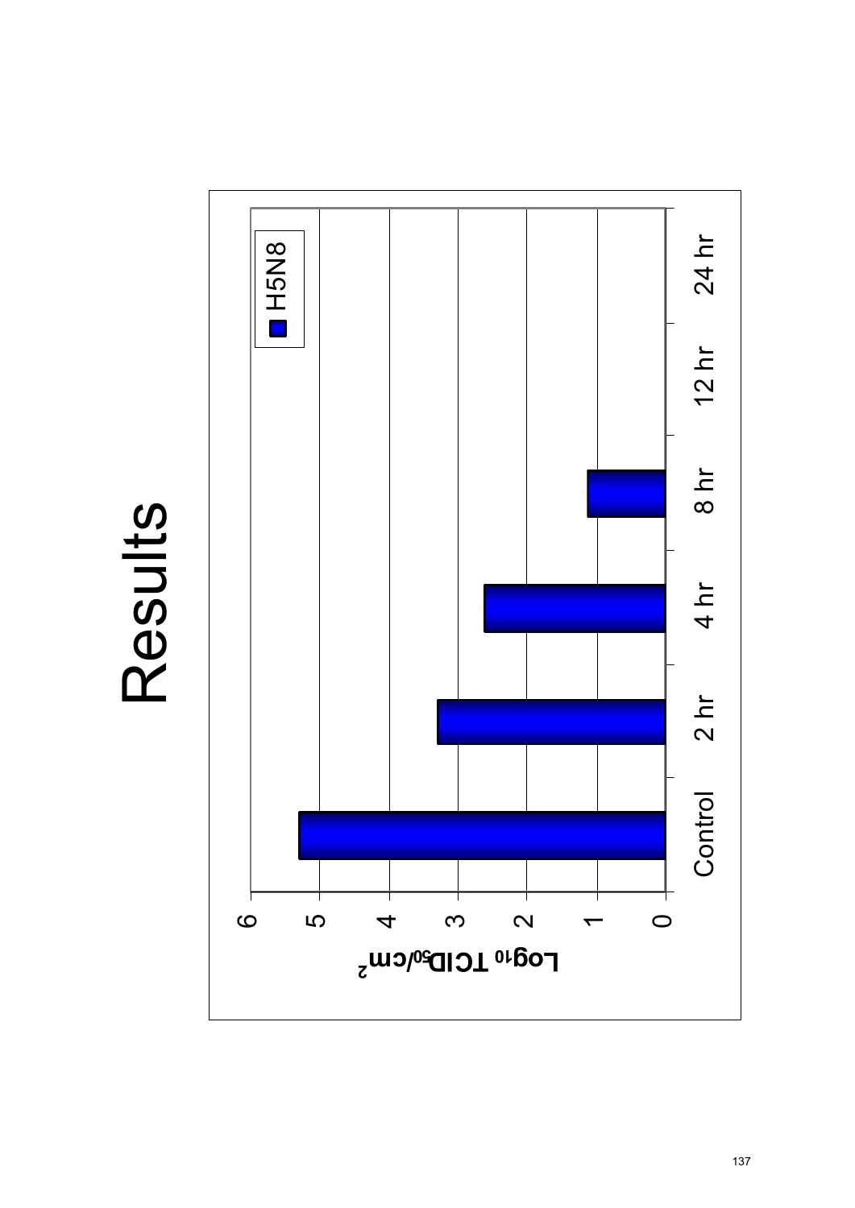# Results

Log$_{10}$ TCID$_{50}$/cm$^2$

6
5
4
3
2
1
0

Control
2 hr
4 hr
8 hr
12 hr
24 hr

H5N8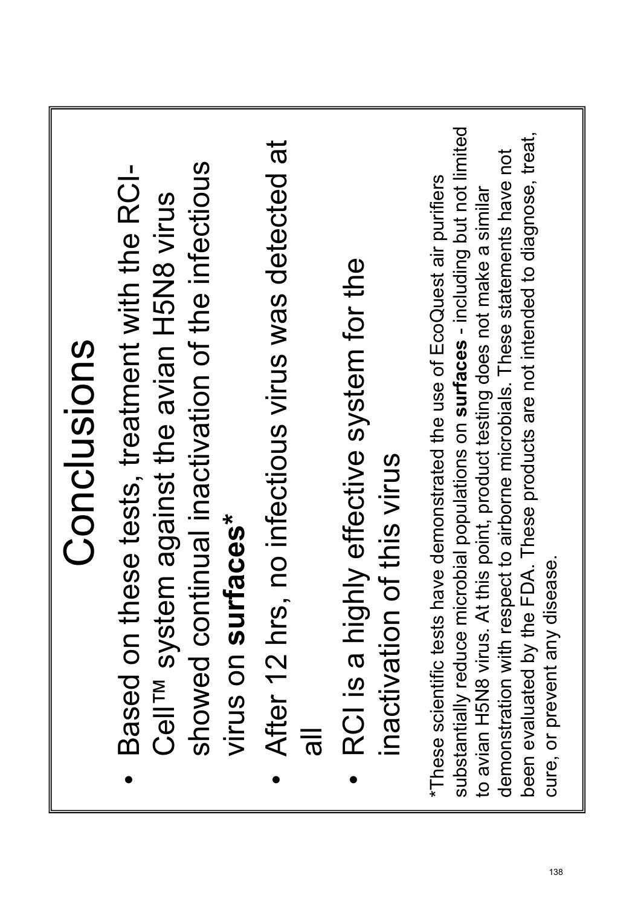# Conclusions

- Based on these tests, treatment with the RCI-Cell™ system against the avian H5N8 virus showed continual inactivation of the infectious virus on **surfaces***
- After 12 hrs, no infectious virus was detected at all
- RCI is a highly effective system for the inactivation of this virus

*These scientific tests have demonstrated the use of EcoQuest air purifiers substantially reduce microbial populations on **surfaces** - including but not limited to avian H5N8 virus. At this point, product testing does not make a similar demonstration with respect to airborne microbials. These statements have not been evaluated by the FDA. These products are not intended to diagnose, treat, cure, or prevent any disease.